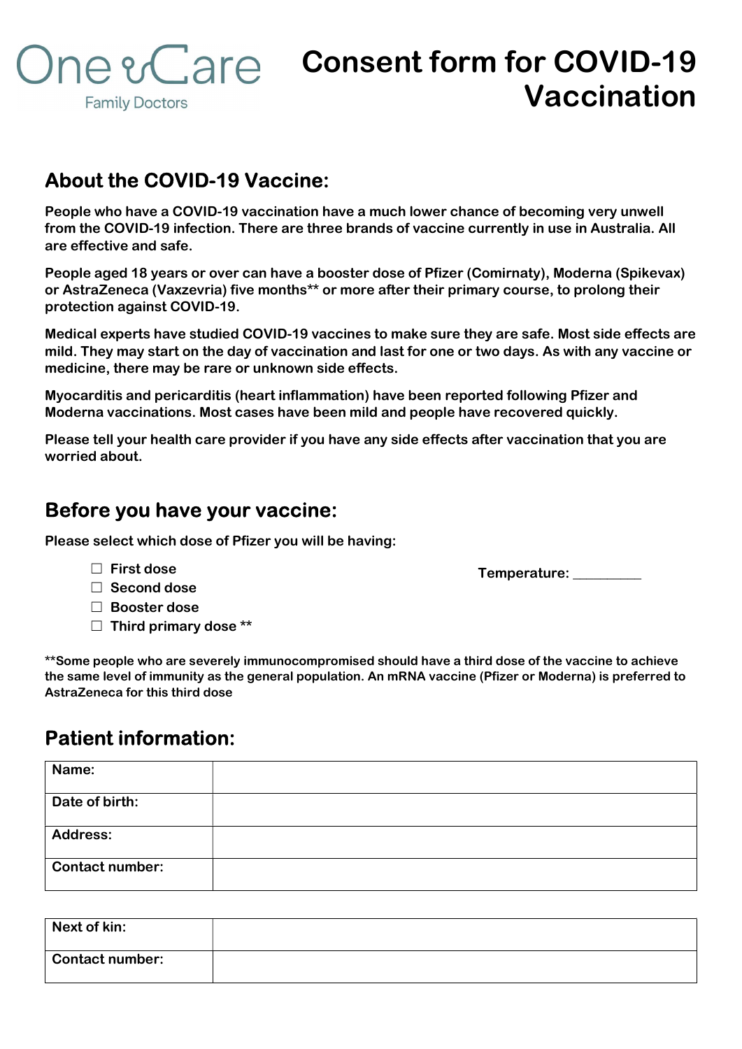One Care
Family Doctors

# Consent form for COVID-19 Vaccination

## About the COVID-19 Vaccine:

**People who have a COVID-19 vaccination have a much lower chance of becoming very unwell from the COVID-19 infection. There are three brands of vaccine currently in use in Australia. All are effective and safe.**

**People aged 18 years or over can have a booster dose of Pfizer (Comirnaty), Moderna (Spikevax) or AstraZeneca (Vaxzevria) five months** or more after their primary course, to prolong their protection against COVID-19.**

**Medical experts have studied COVID-19 vaccines to make sure they are safe. Most side effects are mild. They may start on the day of vaccination and last for one or two days. As with any vaccine or medicine, there may be rare or unknown side effects.**

**Myocarditis and pericarditis (heart inflammation) have been reported following Pfizer and Moderna vaccinations. Most cases have been mild and people have recovered quickly.**

**Please tell your health care provider if you have any side effects after vaccination that you are worried about.**

## Before you have your vaccine:

**Please select which dose of Pfizer you will be having:**

- ☐ First dose
- ☐ Second dose
- ☐ Booster dose
- ☐ Third primary dose **

**Temperature:** __________

****Some people who are severely immunocompromised should have a third dose of the vaccine to achieve the same level of immunity as the general population. An mRNA vaccine (Pfizer or Moderna) is preferred to AstraZeneca for this third dose**

## Patient information:

| | |
|---|---|
| **Name:** | |
| **Date of birth:** | |
| **Address:** | |
| **Contact number:** | |

| | |
|---|---|
| **Next of kin:** | |
| **Contact number:** | |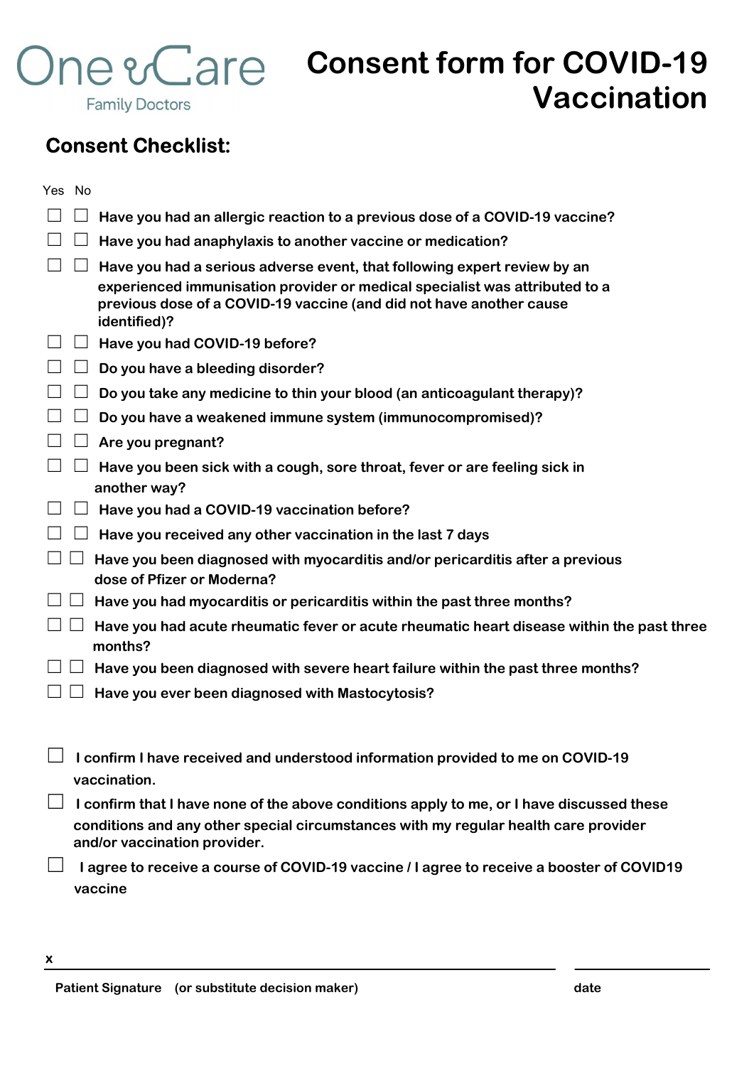One Care Family Doctors

# Consent form for COVID-19 Vaccination

## Consent Checklist:

| Yes | No | |
|---|---|---|
| ☐ | ☐ | **Have you had an allergic reaction to a previous dose of a COVID-19 vaccine?** |
| ☐ | ☐ | **Have you had anaphylaxis to another vaccine or medication?** |
| ☐ | ☐ | **Have you had a serious adverse event, that following expert review by an experienced immunisation provider or medical specialist was attributed to a previous dose of a COVID-19 vaccine (and did not have another cause identified)?** |
| ☐ | ☐ | **Have you had COVID-19 before?** |
| ☐ | ☐ | **Do you have a bleeding disorder?** |
| ☐ | ☐ | **Do you take any medicine to thin your blood (an anticoagulant therapy)?** |
| ☐ | ☐ | **Do you have a weakened immune system (immunocompromised)?** |
| ☐ | ☐ | **Are you pregnant?** |
| ☐ | ☐ | **Have you been sick with a cough, sore throat, fever or are feeling sick in another way?** |
| ☐ | ☐ | **Have you had a COVID-19 vaccination before?** |
| ☐ | ☐ | **Have you received any other vaccination in the last 7 days** |
| ☐ | ☐ | **Have you been diagnosed with myocarditis and/or pericarditis after a previous dose of Pfizer or Moderna?** |
| ☐ | ☐ | **Have you had myocarditis or pericarditis within the past three months?** |
| ☐ | ☐ | **Have you had acute rheumatic fever or acute rheumatic heart disease within the past three months?** |
| ☐ | ☐ | **Have you been diagnosed with severe heart failure within the past three months?** |
| ☐ | ☐ | **Have you ever been diagnosed with Mastocytosis?** |

☐ **I confirm I have received and understood information provided to me on COVID-19 vaccination.**

☐ **I confirm that I have none of the above conditions apply to me, or I have discussed these conditions and any other special circumstances with my regular health care provider and/or vaccination provider.**

☐ **I agree to receive a course of COVID-19 vaccine / I agree to receive a booster of COVID19 vaccine**

**x** ______________________________________________ ____________________

**Patient Signature (or substitute decision maker)** **date**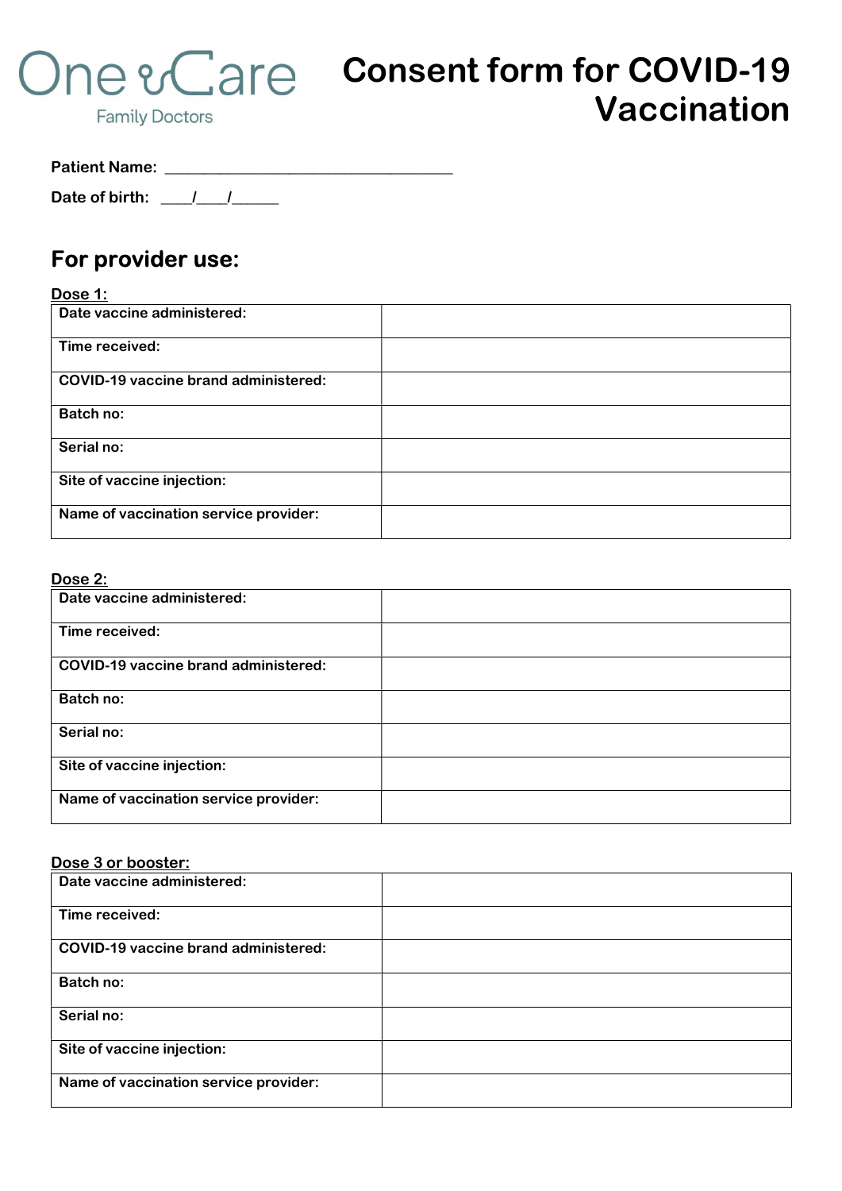One Care

Family Doctors

# Consent form for COVID-19 Vaccination

**Patient Name:** ___________________________________

**Date of birth:** ____/____/______

## For provider use:

**Dose 1:**

| | |
|---|---|
| **Date vaccine administered:** | |
| **Time received:** | |
| **COVID-19 vaccine brand administered:** | |
| **Batch no:** | |
| **Serial no:** | |
| **Site of vaccine injection:** | |
| **Name of vaccination service provider:** | |

**Dose 2:**

| | |
|---|---|
| **Date vaccine administered:** | |
| **Time received:** | |
| **COVID-19 vaccine brand administered:** | |
| **Batch no:** | |
| **Serial no:** | |
| **Site of vaccine injection:** | |
| **Name of vaccination service provider:** | |

**Dose 3 or booster:**

| | |
|---|---|
| **Date vaccine administered:** | |
| **Time received:** | |
| **COVID-19 vaccine brand administered:** | |
| **Batch no:** | |
| **Serial no:** | |
| **Site of vaccine injection:** | |
| **Name of vaccination service provider:** | |